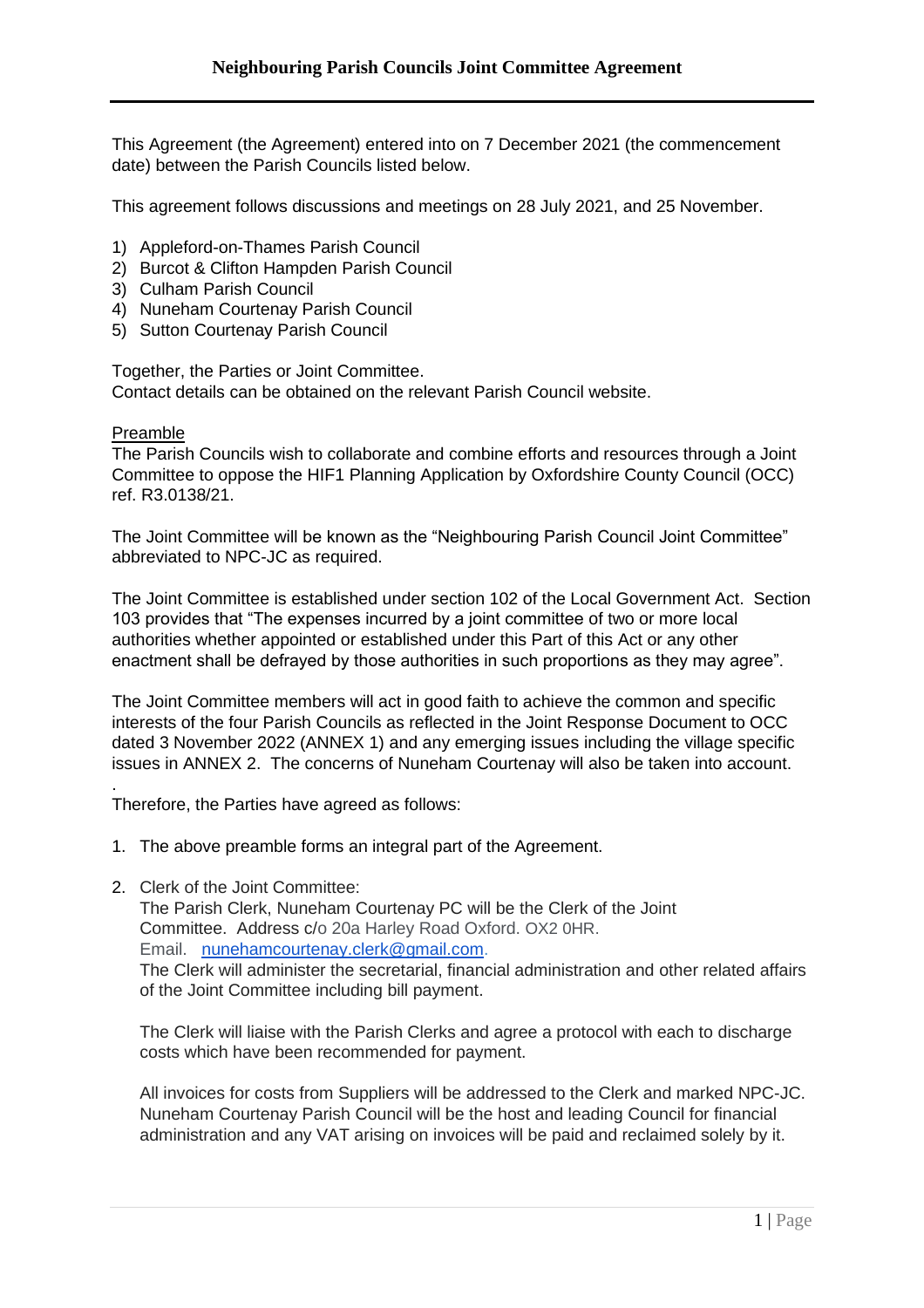# Neighbouring Parish Councils Joint Committee Agreement

This Agreement (the Agreement) entered into on 7 December 2021 (the commencement date) between the Parish Councils listed below.

This agreement follows discussions and meetings on 28 July 2021, and 25 November.

1) Appleford-on-Thames Parish Council
2) Burcot & Clifton Hampden Parish Council
3) Culham Parish Council
4) Nuneham Courtenay Parish Council
5) Sutton Courtenay Parish Council

Together, the Parties or Joint Committee.
Contact details can be obtained on the relevant Parish Council website.

<u>Preamble</u>
The Parish Councils wish to collaborate and combine efforts and resources through a Joint Committee to oppose the HIF1 Planning Application by Oxfordshire County Council (OCC) ref. R3.0138/21.

The Joint Committee will be known as the "Neighbouring Parish Council Joint Committee" abbreviated to NPC-JC as required.

The Joint Committee is established under section 102 of the Local Government Act. Section 103 provides that "The expenses incurred by a joint committee of two or more local authorities whether appointed or established under this Part of this Act or any other enactment shall be defrayed by those authorities in such proportions as they may agree".

The Joint Committee members will act in good faith to achieve the common and specific interests of the four Parish Councils as reflected in the Joint Response Document to OCC dated 3 November 2022 (ANNEX 1) and any emerging issues including the village specific issues in ANNEX 2. The concerns of Nuneham Courtenay will also be taken into account.

.
Therefore, the Parties have agreed as follows:

1. The above preamble forms an integral part of the Agreement.

2. Clerk of the Joint Committee:
   The Parish Clerk, Nuneham Courtenay PC will be the Clerk of the Joint Committee. Address c/o 20a Harley Road Oxford. OX2 0HR.
   Email. nunehamcourtenay.clerk@gmail.com.
   The Clerk will administer the secretarial, financial administration and other related affairs of the Joint Committee including bill payment.

   The Clerk will liaise with the Parish Clerks and agree a protocol with each to discharge costs which have been recommended for payment.

   All invoices for costs from Suppliers will be addressed to the Clerk and marked NPC-JC. Nuneham Courtenay Parish Council will be the host and leading Council for financial administration and any VAT arising on invoices will be paid and reclaimed solely by it.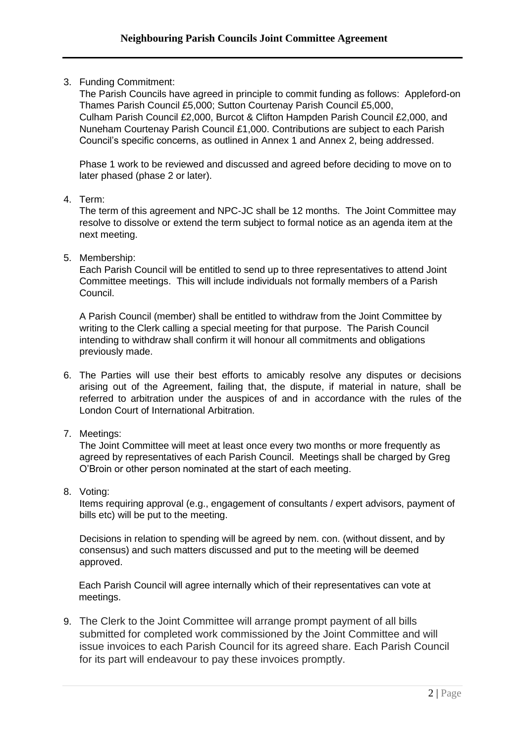3. Funding Commitment:

   The Parish Councils have agreed in principle to commit funding as follows: Appleford-on Thames Parish Council £5,000; Sutton Courtenay Parish Council £5,000, Culham Parish Council £2,000, Burcot & Clifton Hampden Parish Council £2,000, and Nuneham Courtenay Parish Council £1,000. Contributions are subject to each Parish Council's specific concerns, as outlined in Annex 1 and Annex 2, being addressed.

   Phase 1 work to be reviewed and discussed and agreed before deciding to move on to later phased (phase 2 or later).

4. Term:

   The term of this agreement and NPC-JC shall be 12 months. The Joint Committee may resolve to dissolve or extend the term subject to formal notice as an agenda item at the next meeting.

5. Membership:

   Each Parish Council will be entitled to send up to three representatives to attend Joint Committee meetings. This will include individuals not formally members of a Parish Council.

   A Parish Council (member) shall be entitled to withdraw from the Joint Committee by writing to the Clerk calling a special meeting for that purpose. The Parish Council intending to withdraw shall confirm it will honour all commitments and obligations previously made.

6. The Parties will use their best efforts to amicably resolve any disputes or decisions arising out of the Agreement, failing that, the dispute, if material in nature, shall be referred to arbitration under the auspices of and in accordance with the rules of the London Court of International Arbitration.

7. Meetings:

   The Joint Committee will meet at least once every two months or more frequently as agreed by representatives of each Parish Council. Meetings shall be charged by Greg O'Broin or other person nominated at the start of each meeting.

8. Voting:

   Items requiring approval (e.g., engagement of consultants / expert advisors, payment of bills etc) will be put to the meeting.

   Decisions in relation to spending will be agreed by nem. con. (without dissent, and by consensus) and such matters discussed and put to the meeting will be deemed approved.

   Each Parish Council will agree internally which of their representatives can vote at meetings.

9. The Clerk to the Joint Committee will arrange prompt payment of all bills submitted for completed work commissioned by the Joint Committee and will issue invoices to each Parish Council for its agreed share. Each Parish Council for its part will endeavour to pay these invoices promptly.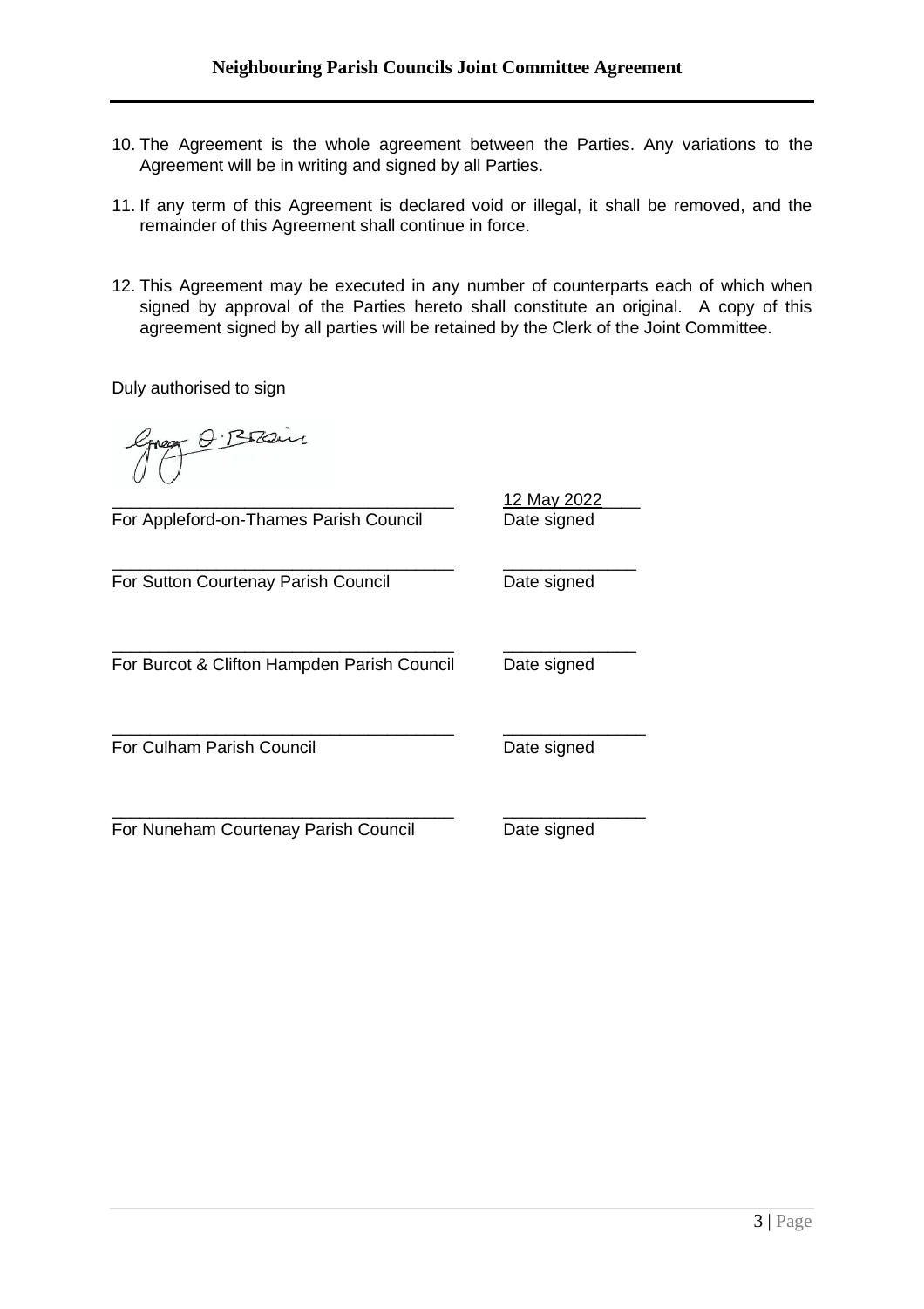10. The Agreement is the whole agreement between the Parties. Any variations to the Agreement will be in writing and signed by all Parties.

11. If any term of this Agreement is declared void or illegal, it shall be removed, and the remainder of this Agreement shall continue in force.

12. This Agreement may be executed in any number of counterparts each of which when signed by approval of the Parties hereto shall constitute an original. A copy of this agreement signed by all parties will be retained by the Clerk of the Joint Committee.

Duly authorised to sign

| | |
|---|---|
| ___________________________________ | 12 May 2022 |
| For Appleford-on-Thames Parish Council | Date signed |
| ___________________________________ | ______________ |
| For Sutton Courtenay Parish Council | Date signed |
| ___________________________________ | ______________ |
| For Burcot & Clifton Hampden Parish Council | Date signed |
| ___________________________________ | ______________ |
| For Culham Parish Council | Date signed |
| ___________________________________ | ______________ |
| For Nuneham Courtenay Parish Council | Date signed |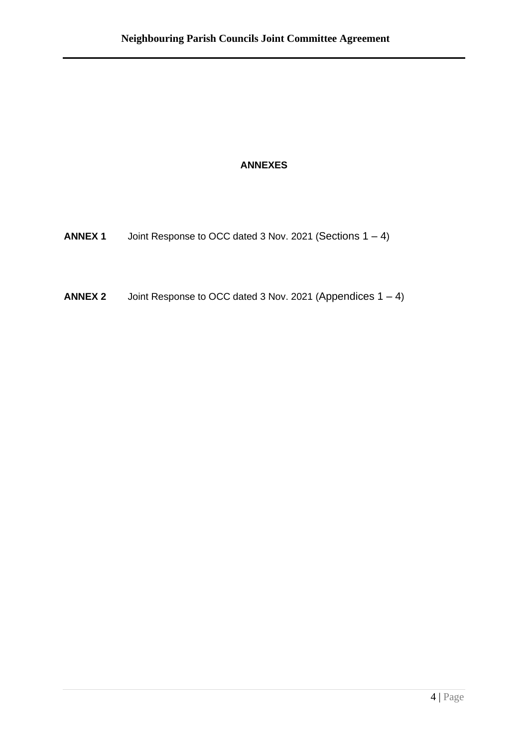## ANNEXES

**ANNEX 1** Joint Response to OCC dated 3 Nov. 2021 (Sections 1 – 4)

**ANNEX 2** Joint Response to OCC dated 3 Nov. 2021 (Appendices 1 – 4)